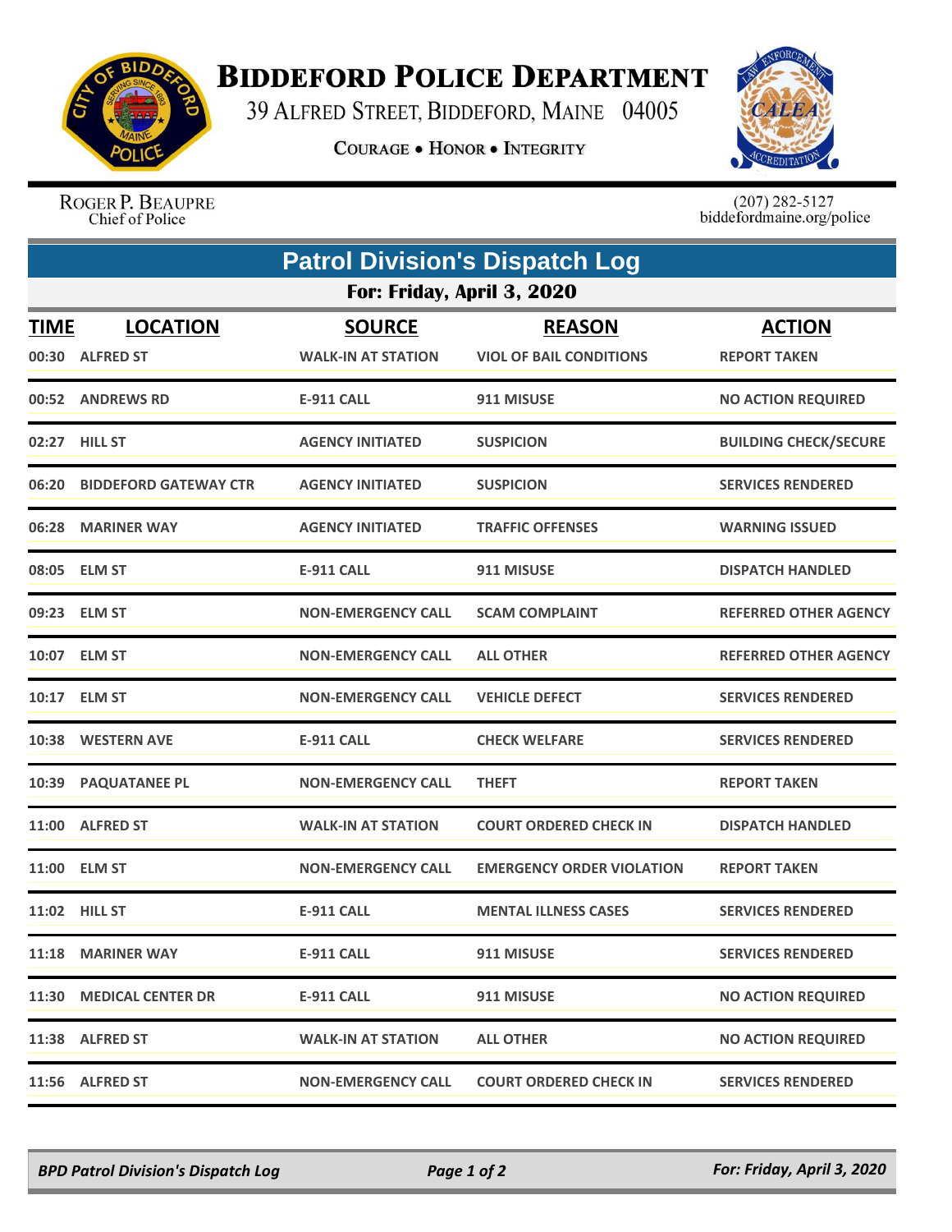# BIDDEFORD POLICE DEPARTMENT

39 ALFRED STREET, BIDDEFORD, MAINE 04005

COURAGE • HONOR • INTEGRITY

ROGER P. BEAUPRE
Chief of Police

(207) 282-5127
biddefordmaine.org/police

## Patrol Division's Dispatch Log

### For: Friday, April 3, 2020

| TIME | LOCATION | SOURCE | REASON | ACTION |
|---|---|---|---|---|
| 00:30 | ALFRED ST | WALK-IN AT STATION | VIOL OF BAIL CONDITIONS | REPORT TAKEN |
| 00:52 | ANDREWS RD | E-911 CALL | 911 MISUSE | NO ACTION REQUIRED |
| 02:27 | HILL ST | AGENCY INITIATED | SUSPICION | BUILDING CHECK/SECURE |
| 06:20 | BIDDEFORD GATEWAY CTR | AGENCY INITIATED | SUSPICION | SERVICES RENDERED |
| 06:28 | MARINER WAY | AGENCY INITIATED | TRAFFIC OFFENSES | WARNING ISSUED |
| 08:05 | ELM ST | E-911 CALL | 911 MISUSE | DISPATCH HANDLED |
| 09:23 | ELM ST | NON-EMERGENCY CALL | SCAM COMPLAINT | REFERRED OTHER AGENCY |
| 10:07 | ELM ST | NON-EMERGENCY CALL | ALL OTHER | REFERRED OTHER AGENCY |
| 10:17 | ELM ST | NON-EMERGENCY CALL | VEHICLE DEFECT | SERVICES RENDERED |
| 10:38 | WESTERN AVE | E-911 CALL | CHECK WELFARE | SERVICES RENDERED |
| 10:39 | PAQUATANEE PL | NON-EMERGENCY CALL | THEFT | REPORT TAKEN |
| 11:00 | ALFRED ST | WALK-IN AT STATION | COURT ORDERED CHECK IN | DISPATCH HANDLED |
| 11:00 | ELM ST | NON-EMERGENCY CALL | EMERGENCY ORDER VIOLATION | REPORT TAKEN |
| 11:02 | HILL ST | E-911 CALL | MENTAL ILLNESS CASES | SERVICES RENDERED |
| 11:18 | MARINER WAY | E-911 CALL | 911 MISUSE | SERVICES RENDERED |
| 11:30 | MEDICAL CENTER DR | E-911 CALL | 911 MISUSE | NO ACTION REQUIRED |
| 11:38 | ALFRED ST | WALK-IN AT STATION | ALL OTHER | NO ACTION REQUIRED |
| 11:56 | ALFRED ST | NON-EMERGENCY CALL | COURT ORDERED CHECK IN | SERVICES RENDERED |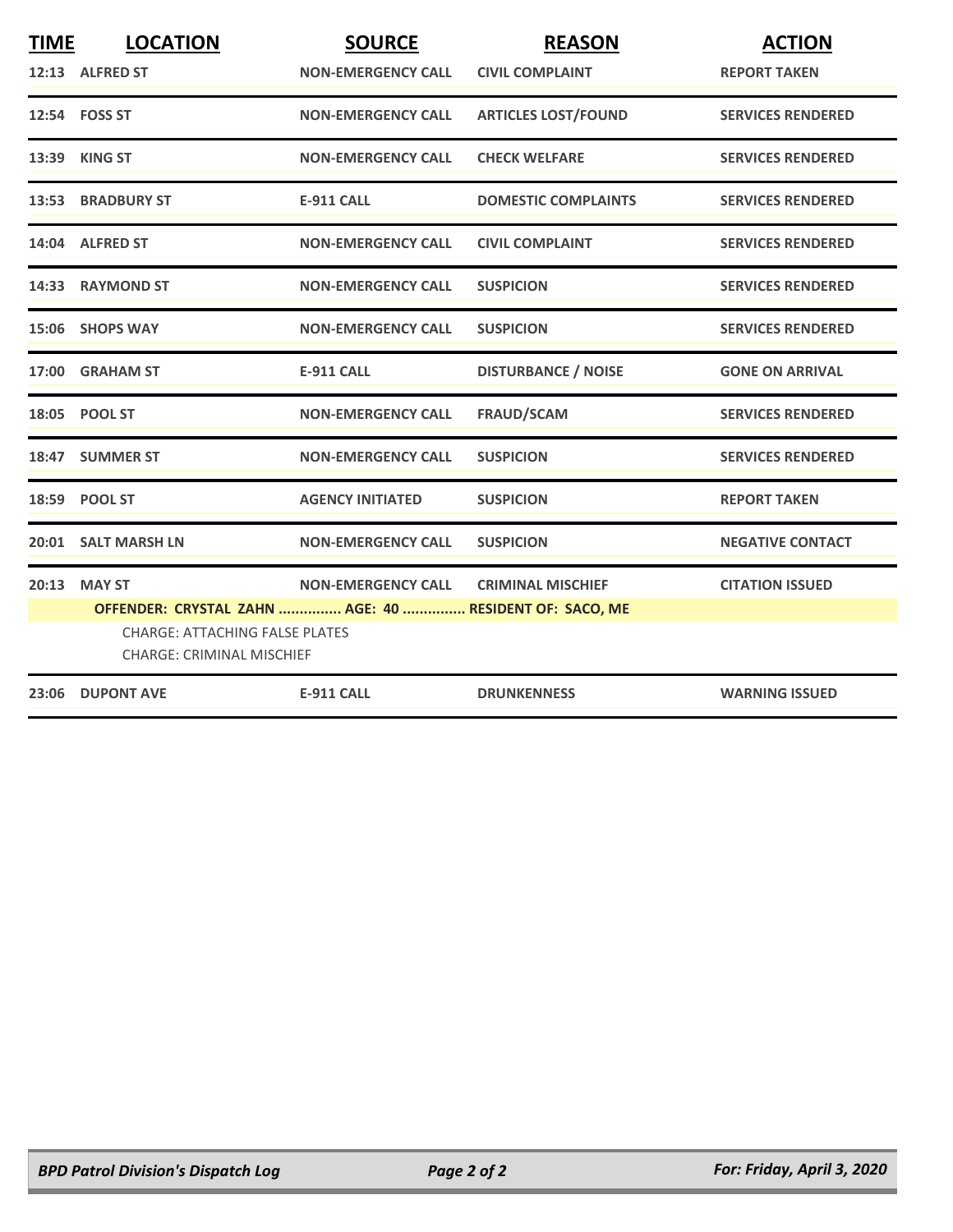| TIME | LOCATION | SOURCE | REASON | ACTION |
|---|---|---|---|---|
| 12:13 | ALFRED ST | NON-EMERGENCY CALL | CIVIL COMPLAINT | REPORT TAKEN |
| 12:54 | FOSS ST | NON-EMERGENCY CALL | ARTICLES LOST/FOUND | SERVICES RENDERED |
| 13:39 | KING ST | NON-EMERGENCY CALL | CHECK WELFARE | SERVICES RENDERED |
| 13:53 | BRADBURY ST | E-911 CALL | DOMESTIC COMPLAINTS | SERVICES RENDERED |
| 14:04 | ALFRED ST | NON-EMERGENCY CALL | CIVIL COMPLAINT | SERVICES RENDERED |
| 14:33 | RAYMOND ST | NON-EMERGENCY CALL | SUSPICION | SERVICES RENDERED |
| 15:06 | SHOPS WAY | NON-EMERGENCY CALL | SUSPICION | SERVICES RENDERED |
| 17:00 | GRAHAM ST | E-911 CALL | DISTURBANCE / NOISE | GONE ON ARRIVAL |
| 18:05 | POOL ST | NON-EMERGENCY CALL | FRAUD/SCAM | SERVICES RENDERED |
| 18:47 | SUMMER ST | NON-EMERGENCY CALL | SUSPICION | SERVICES RENDERED |
| 18:59 | POOL ST | AGENCY INITIATED | SUSPICION | REPORT TAKEN |
| 20:01 | SALT MARSH LN | NON-EMERGENCY CALL | SUSPICION | NEGATIVE CONTACT |
| 20:13 | MAY ST | NON-EMERGENCY CALL | CRIMINAL MISCHIEF | CITATION ISSUED |
| | OFFENDER: CRYSTAL ZAHN ............... AGE: 40 ............... RESIDENT OF: SACO, ME | | | |
| | CHARGE: ATTACHING FALSE PLATES<br>CHARGE: CRIMINAL MISCHIEF | | | |
| 23:06 | DUPONT AVE | E-911 CALL | DRUNKENNESS | WARNING ISSUED |

*BPD Patrol Division's Dispatch Log* — *For: Friday, April 3, 2020*